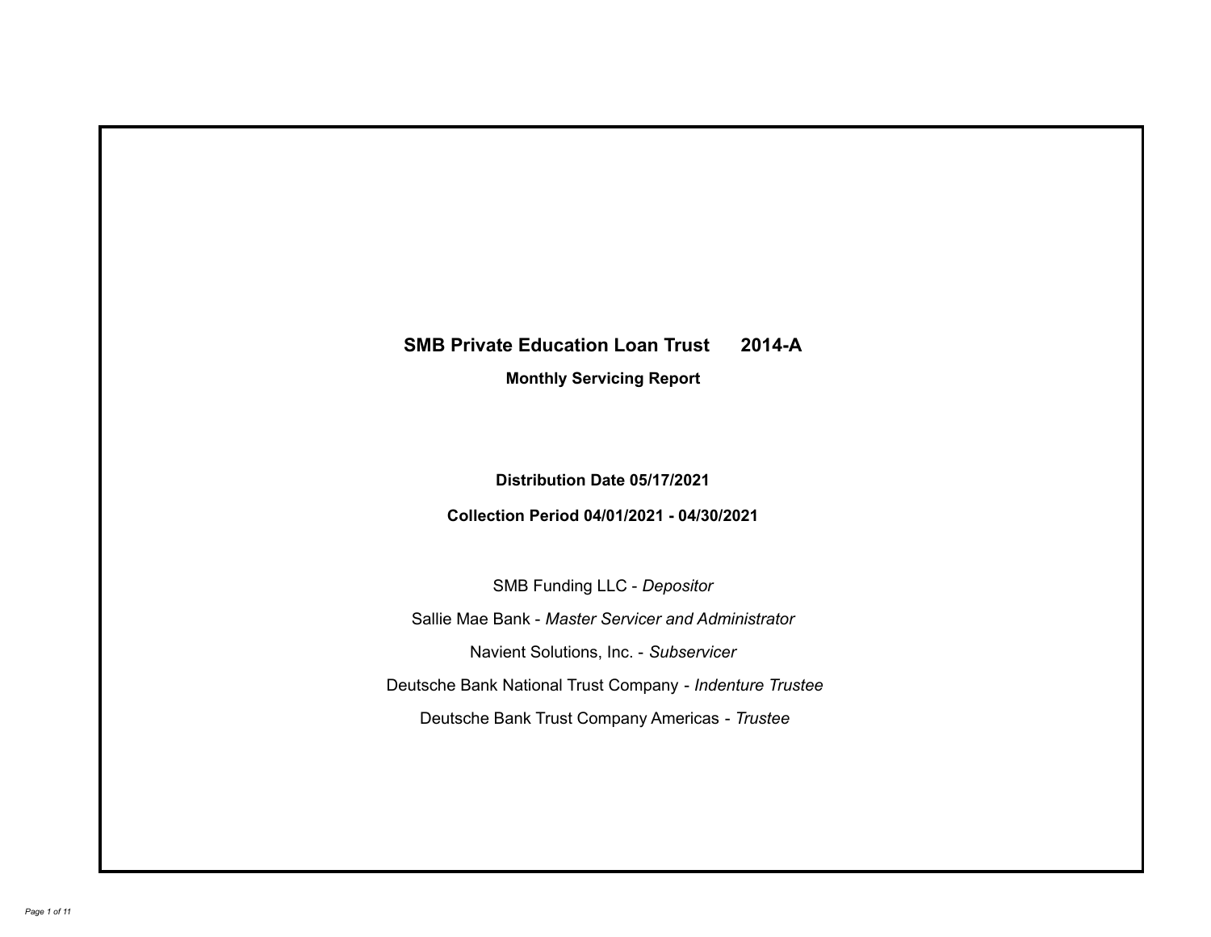# SMB Private Education Loan Trust 2014-A

## Monthly Servicing Report

**Distribution Date 05/17/2021**

**Collection Period 04/01/2021 - 04/30/2021**

SMB Funding LLC - *Depositor*

Sallie Mae Bank - *Master Servicer and Administrator*

Navient Solutions, Inc. - *Subservicer*

Deutsche Bank National Trust Company - *Indenture Trustee*

Deutsche Bank Trust Company Americas - *Trustee*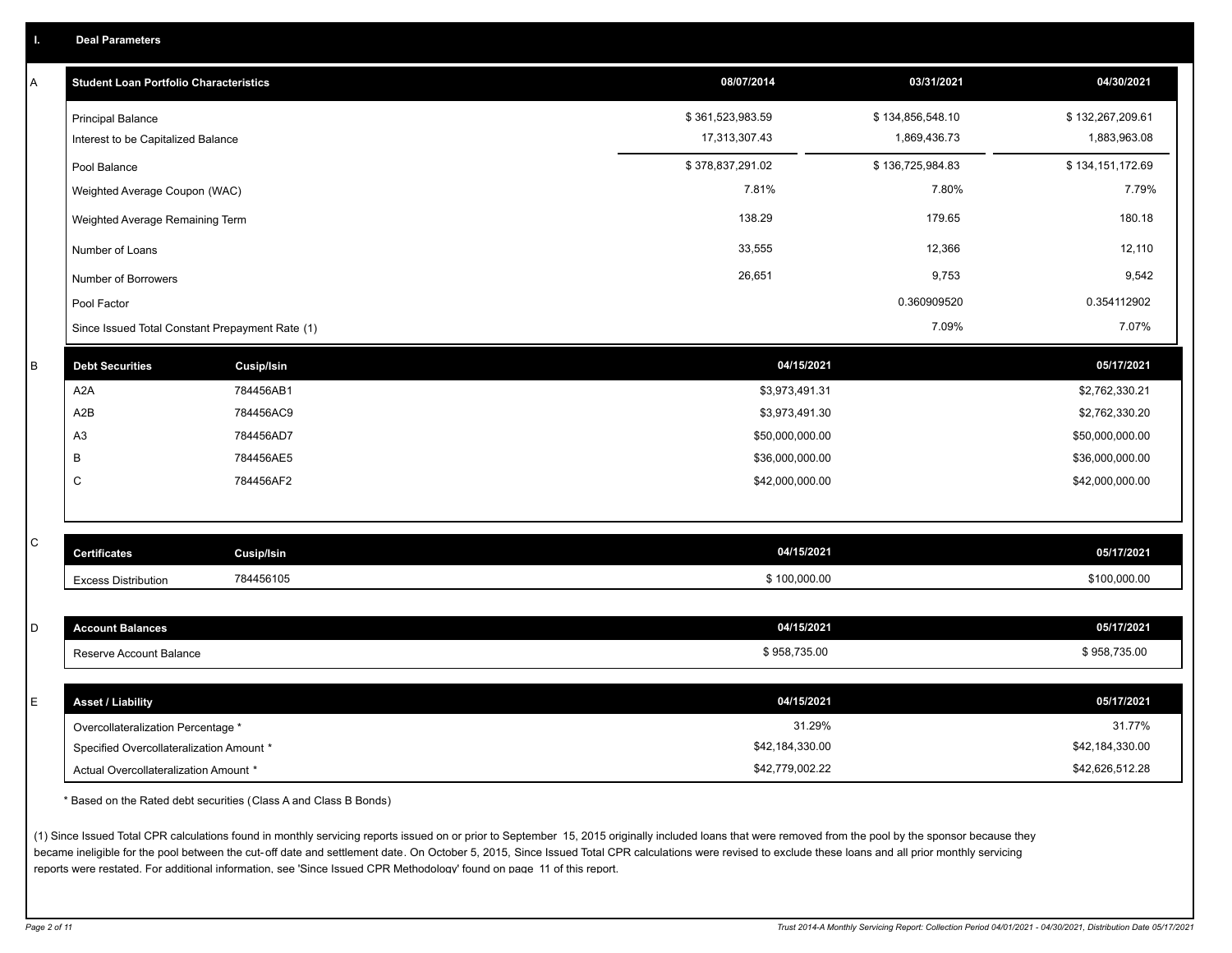## I. Deal Parameters

### A

| Student Loan Portfolio Characteristics | 08/07/2014 | 03/31/2021 | 04/30/2021 |
|---|---|---|---|
| Principal Balance | $ 361,523,983.59 | $ 134,856,548.10 | $ 132,267,209.61 |
| Interest to be Capitalized Balance | 17,313,307.43 | 1,869,436.73 | 1,883,963.08 |
| Pool Balance | $ 378,837,291.02 | $ 136,725,984.83 | $ 134,151,172.69 |
| Weighted Average Coupon (WAC) | 7.81% | 7.80% | 7.79% |
| Weighted Average Remaining Term | 138.29 | 179.65 | 180.18 |
| Number of Loans | 33,555 | 12,366 | 12,110 |
| Number of Borrowers | 26,651 | 9,753 | 9,542 |
| Pool Factor | | 0.360909520 | 0.354112902 |
| Since Issued Total Constant Prepayment Rate (1) | | 7.09% | 7.07% |

### B

| Debt Securities | Cusip/Isin | 04/15/2021 | 05/17/2021 |
|---|---|---|---|
| A2A | 784456AB1 | $3,973,491.31 | $2,762,330.21 |
| A2B | 784456AC9 | $3,973,491.30 | $2,762,330.20 |
| A3 | 784456AD7 | $50,000,000.00 | $50,000,000.00 |
| B | 784456AE5 | $36,000,000.00 | $36,000,000.00 |
| C | 784456AF2 | $42,000,000.00 | $42,000,000.00 |

### C

| Certificates | Cusip/Isin | 04/15/2021 | 05/17/2021 |
|---|---|---|---|
| Excess Distribution | 784456105 | $ 100,000.00 | $100,000.00 |

### D

| Account Balances | 04/15/2021 | 05/17/2021 |
|---|---|---|
| Reserve Account Balance | $ 958,735.00 | $ 958,735.00 |

### E

| Asset / Liability | 04/15/2021 | 05/17/2021 |
|---|---|---|
| Overcollateralization Percentage * | 31.29% | 31.77% |
| Specified Overcollateralization Amount * | $42,184,330.00 | $42,184,330.00 |
| Actual Overcollateralization Amount * | $42,779,002.22 | $42,626,512.28 |

* Based on the Rated debt securities (Class A and Class B Bonds)

(1) Since Issued Total CPR calculations found in monthly servicing reports issued on or prior to September 15, 2015 originally included loans that were removed from the pool by the sponsor because they became ineligible for the pool between the cut-off date and settlement date. On October 5, 2015, Since Issued Total CPR calculations were revised to exclude these loans and all prior monthly servicing reports were restated. For additional information, see 'Since Issued CPR Methodology' found on page 11 of this report.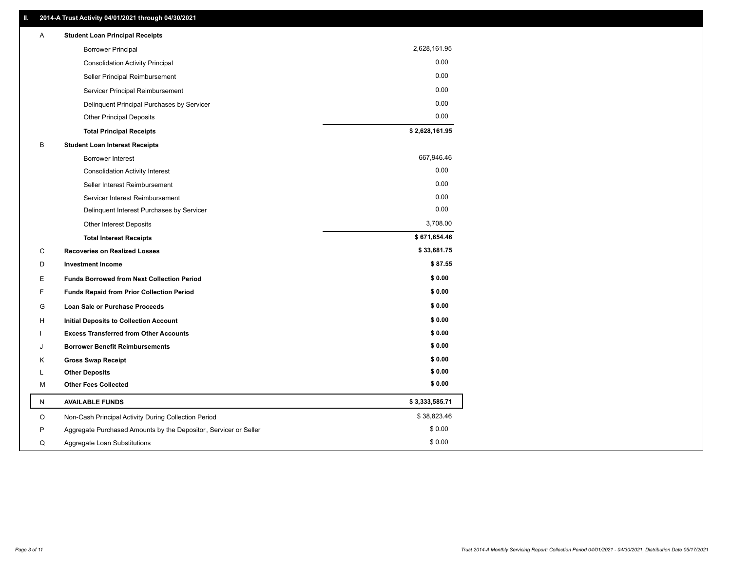## II. 2014-A Trust Activity 04/01/2021 through 04/30/2021

| | | |
|---|---|---|
| A | **Student Loan Principal Receipts** | |
| | Borrower Principal | 2,628,161.95 |
| | Consolidation Activity Principal | 0.00 |
| | Seller Principal Reimbursement | 0.00 |
| | Servicer Principal Reimbursement | 0.00 |
| | Delinquent Principal Purchases by Servicer | 0.00 |
| | Other Principal Deposits | 0.00 |
| | **Total Principal Receipts** | **$ 2,628,161.95** |
| B | **Student Loan Interest Receipts** | |
| | Borrower Interest | 667,946.46 |
| | Consolidation Activity Interest | 0.00 |
| | Seller Interest Reimbursement | 0.00 |
| | Servicer Interest Reimbursement | 0.00 |
| | Delinquent Interest Purchases by Servicer | 0.00 |
| | Other Interest Deposits | 3,708.00 |
| | **Total Interest Receipts** | **$ 671,654.46** |
| C | **Recoveries on Realized Losses** | **$ 33,681.75** |
| D | **Investment Income** | **$ 87.55** |
| E | **Funds Borrowed from Next Collection Period** | **$ 0.00** |
| F | **Funds Repaid from Prior Collection Period** | **$ 0.00** |
| G | **Loan Sale or Purchase Proceeds** | **$ 0.00** |
| H | **Initial Deposits to Collection Account** | **$ 0.00** |
| I | **Excess Transferred from Other Accounts** | **$ 0.00** |
| J | **Borrower Benefit Reimbursements** | **$ 0.00** |
| K | **Gross Swap Receipt** | **$ 0.00** |
| L | **Other Deposits** | **$ 0.00** |
| M | **Other Fees Collected** | **$ 0.00** |
| N | **AVAILABLE FUNDS** | **$ 3,333,585.71** |
| O | Non-Cash Principal Activity During Collection Period | $ 38,823.46 |
| P | Aggregate Purchased Amounts by the Depositor, Servicer or Seller | $ 0.00 |
| Q | Aggregate Loan Substitutions | $ 0.00 |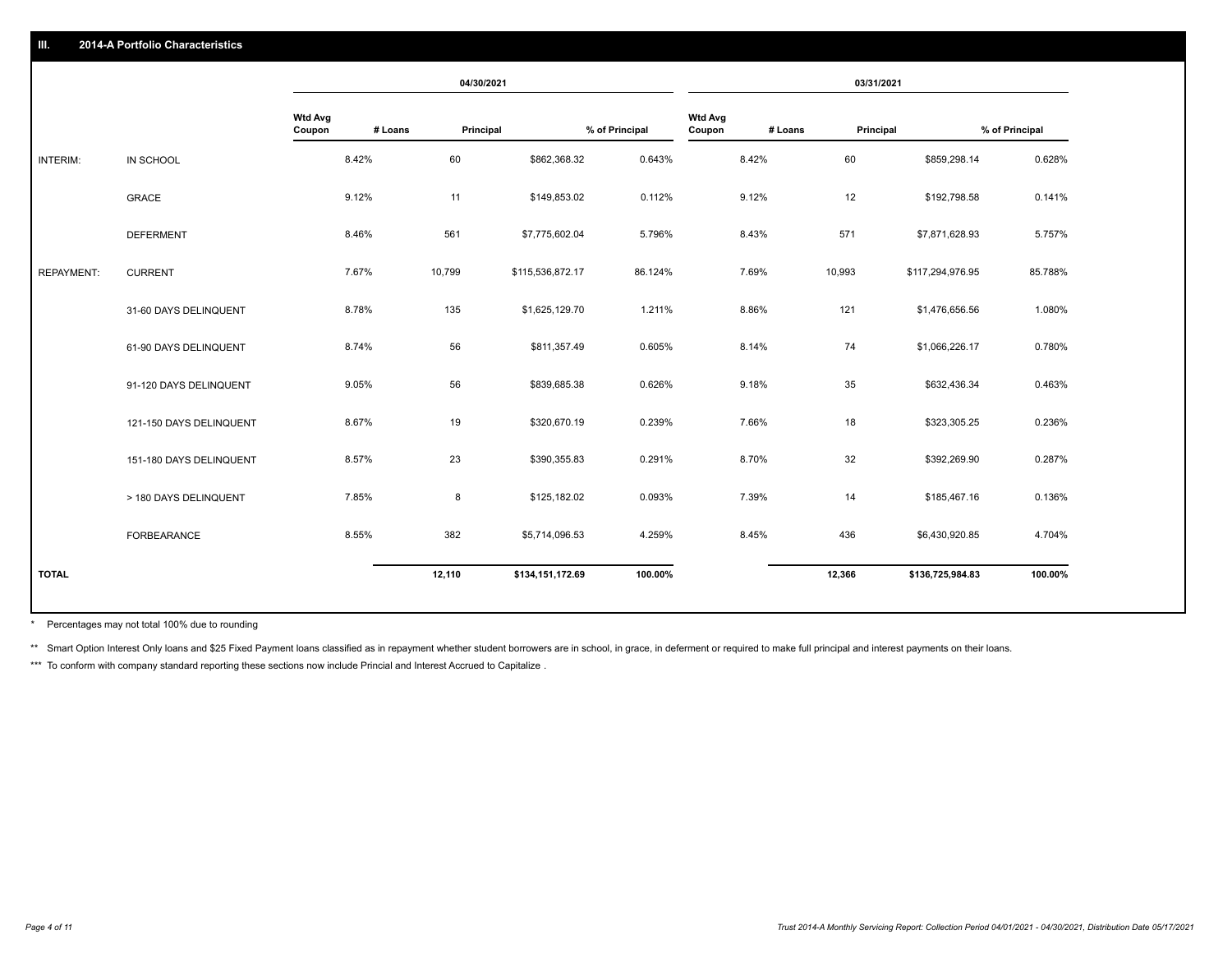## III. 2014-A Portfolio Characteristics

| | | 04/30/2021 | | | | 03/31/2021 | | | |
|---|---|---|---|---|---|---|---|---|---|
| | | Wtd Avg Coupon | # Loans | Principal | % of Principal | Wtd Avg Coupon | # Loans | Principal | % of Principal |
| INTERIM: | IN SCHOOL | 8.42% | 60 | $862,368.32 | 0.643% | 8.42% | 60 | $859,298.14 | 0.628% |
| | GRACE | 9.12% | 11 | $149,853.02 | 0.112% | 9.12% | 12 | $192,798.58 | 0.141% |
| | DEFERMENT | 8.46% | 561 | $7,775,602.04 | 5.796% | 8.43% | 571 | $7,871,628.93 | 5.757% |
| REPAYMENT: | CURRENT | 7.67% | 10,799 | $115,536,872.17 | 86.124% | 7.69% | 10,993 | $117,294,976.95 | 85.788% |
| | 31-60 DAYS DELINQUENT | 8.78% | 135 | $1,625,129.70 | 1.211% | 8.86% | 121 | $1,476,656.56 | 1.080% |
| | 61-90 DAYS DELINQUENT | 8.74% | 56 | $811,357.49 | 0.605% | 8.14% | 74 | $1,066,226.17 | 0.780% |
| | 91-120 DAYS DELINQUENT | 9.05% | 56 | $839,685.38 | 0.626% | 9.18% | 35 | $632,436.34 | 0.463% |
| | 121-150 DAYS DELINQUENT | 8.67% | 19 | $320,670.19 | 0.239% | 7.66% | 18 | $323,305.25 | 0.236% |
| | 151-180 DAYS DELINQUENT | 8.57% | 23 | $390,355.83 | 0.291% | 8.70% | 32 | $392,269.90 | 0.287% |
| | > 180 DAYS DELINQUENT | 7.85% | 8 | $125,182.02 | 0.093% | 7.39% | 14 | $185,467.16 | 0.136% |
| | FORBEARANCE | 8.55% | 382 | $5,714,096.53 | 4.259% | 8.45% | 436 | $6,430,920.85 | 4.704% |
| TOTAL | | | 12,110 | $134,151,172.69 | 100.00% | | 12,366 | $136,725,984.83 | 100.00% |

* Percentages may not total 100% due to rounding

** Smart Option Interest Only loans and $25 Fixed Payment loans classified as in repayment whether student borrowers are in school, in grace, in deferment or required to make full principal and interest payments on their loans.

*** To conform with company standard reporting these sections now include Princial and Interest Accrued to Capitalize .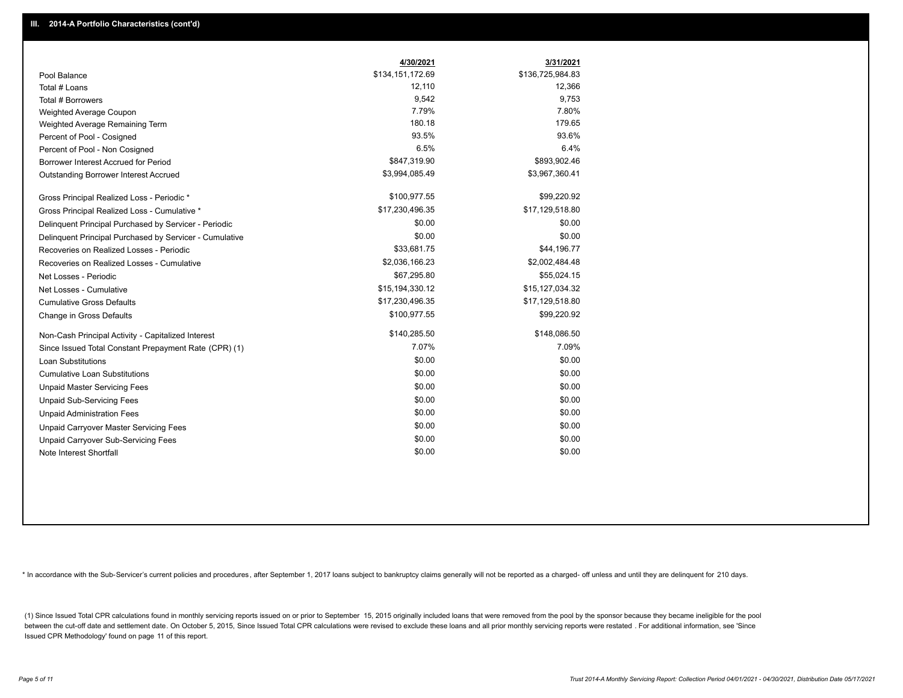## III. 2014-A Portfolio Characteristics (cont'd)

| | 4/30/2021 | 3/31/2021 |
|---|---|---|
| Pool Balance | $134,151,172.69 | $136,725,984.83 |
| Total # Loans | 12,110 | 12,366 |
| Total # Borrowers | 9,542 | 9,753 |
| Weighted Average Coupon | 7.79% | 7.80% |
| Weighted Average Remaining Term | 180.18 | 179.65 |
| Percent of Pool - Cosigned | 93.5% | 93.6% |
| Percent of Pool - Non Cosigned | 6.5% | 6.4% |
| Borrower Interest Accrued for Period | $847,319.90 | $893,902.46 |
| Outstanding Borrower Interest Accrued | $3,994,085.49 | $3,967,360.41 |
| Gross Principal Realized Loss - Periodic * | $100,977.55 | $99,220.92 |
| Gross Principal Realized Loss - Cumulative * | $17,230,496.35 | $17,129,518.80 |
| Delinquent Principal Purchased by Servicer - Periodic | $0.00 | $0.00 |
| Delinquent Principal Purchased by Servicer - Cumulative | $0.00 | $0.00 |
| Recoveries on Realized Losses - Periodic | $33,681.75 | $44,196.77 |
| Recoveries on Realized Losses - Cumulative | $2,036,166.23 | $2,002,484.48 |
| Net Losses - Periodic | $67,295.80 | $55,024.15 |
| Net Losses - Cumulative | $15,194,330.12 | $15,127,034.32 |
| Cumulative Gross Defaults | $17,230,496.35 | $17,129,518.80 |
| Change in Gross Defaults | $100,977.55 | $99,220.92 |
| Non-Cash Principal Activity - Capitalized Interest | $140,285.50 | $148,086.50 |
| Since Issued Total Constant Prepayment Rate (CPR) (1) | 7.07% | 7.09% |
| Loan Substitutions | $0.00 | $0.00 |
| Cumulative Loan Substitutions | $0.00 | $0.00 |
| Unpaid Master Servicing Fees | $0.00 | $0.00 |
| Unpaid Sub-Servicing Fees | $0.00 | $0.00 |
| Unpaid Administration Fees | $0.00 | $0.00 |
| Unpaid Carryover Master Servicing Fees | $0.00 | $0.00 |
| Unpaid Carryover Sub-Servicing Fees | $0.00 | $0.00 |
| Note Interest Shortfall | $0.00 | $0.00 |

* In accordance with the Sub-Servicer's current policies and procedures, after September 1, 2017 loans subject to bankruptcy claims generally will not be reported as a charged- off unless and until they are delinquent for 210 days.

(1) Since Issued Total CPR calculations found in monthly servicing reports issued on or prior to September 15, 2015 originally included loans that were removed from the pool by the sponsor because they became ineligible for the pool between the cut-off date and settlement date. On October 5, 2015, Since Issued Total CPR calculations were revised to exclude these loans and all prior monthly servicing reports were restated . For additional information, see 'Since Issued CPR Methodology' found on page 11 of this report.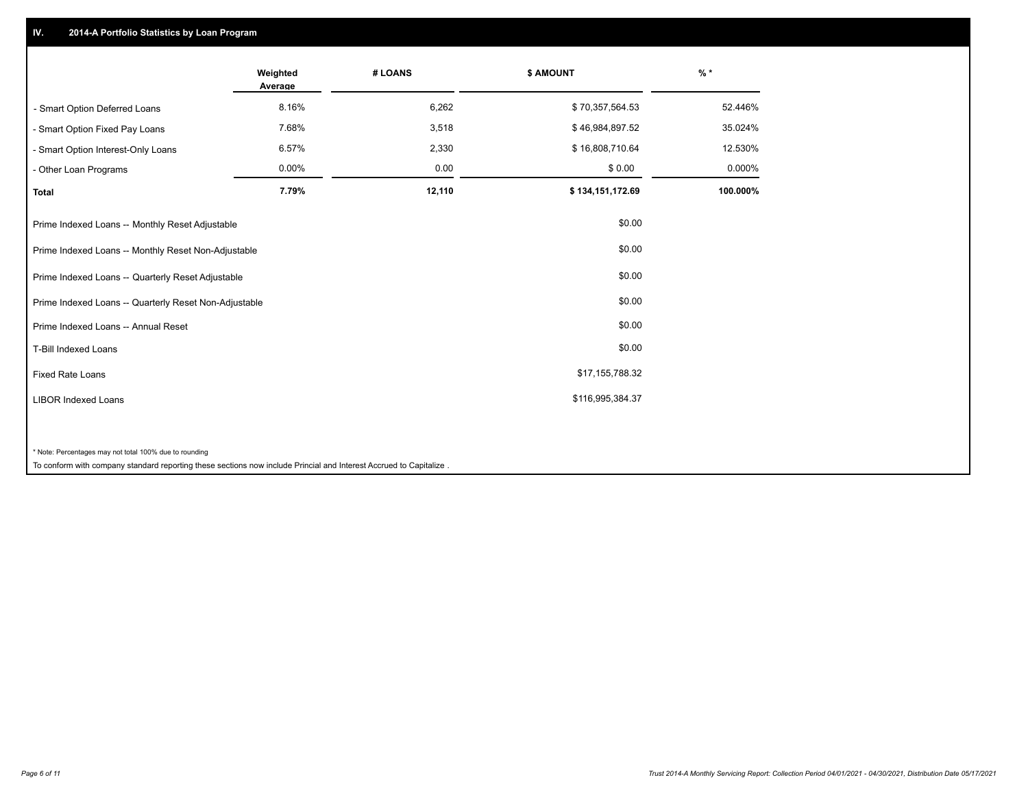## IV. 2014-A Portfolio Statistics by Loan Program

| | Weighted Average | # LOANS | $ AMOUNT | % * |
|---|---|---|---|---|
| - Smart Option Deferred Loans | 8.16% | 6,262 | $ 70,357,564.53 | 52.446% |
| - Smart Option Fixed Pay Loans | 7.68% | 3,518 | $ 46,984,897.52 | 35.024% |
| - Smart Option Interest-Only Loans | 6.57% | 2,330 | $ 16,808,710.64 | 12.530% |
| - Other Loan Programs | 0.00% | 0.00 | $ 0.00 | 0.000% |
| **Total** | **7.79%** | **12,110** | **$ 134,151,172.69** | **100.000%** |

| | |
|---|---|
| Prime Indexed Loans -- Monthly Reset Adjustable | $0.00 |
| Prime Indexed Loans -- Monthly Reset Non-Adjustable | $0.00 |
| Prime Indexed Loans -- Quarterly Reset Adjustable | $0.00 |
| Prime Indexed Loans -- Quarterly Reset Non-Adjustable | $0.00 |
| Prime Indexed Loans -- Annual Reset | $0.00 |
| T-Bill Indexed Loans | $0.00 |
| Fixed Rate Loans | $17,155,788.32 |
| LIBOR Indexed Loans | $116,995,384.37 |

* Note: Percentages may not total 100% due to rounding

To conform with company standard reporting these sections now include Princial and Interest Accrued to Capitalize .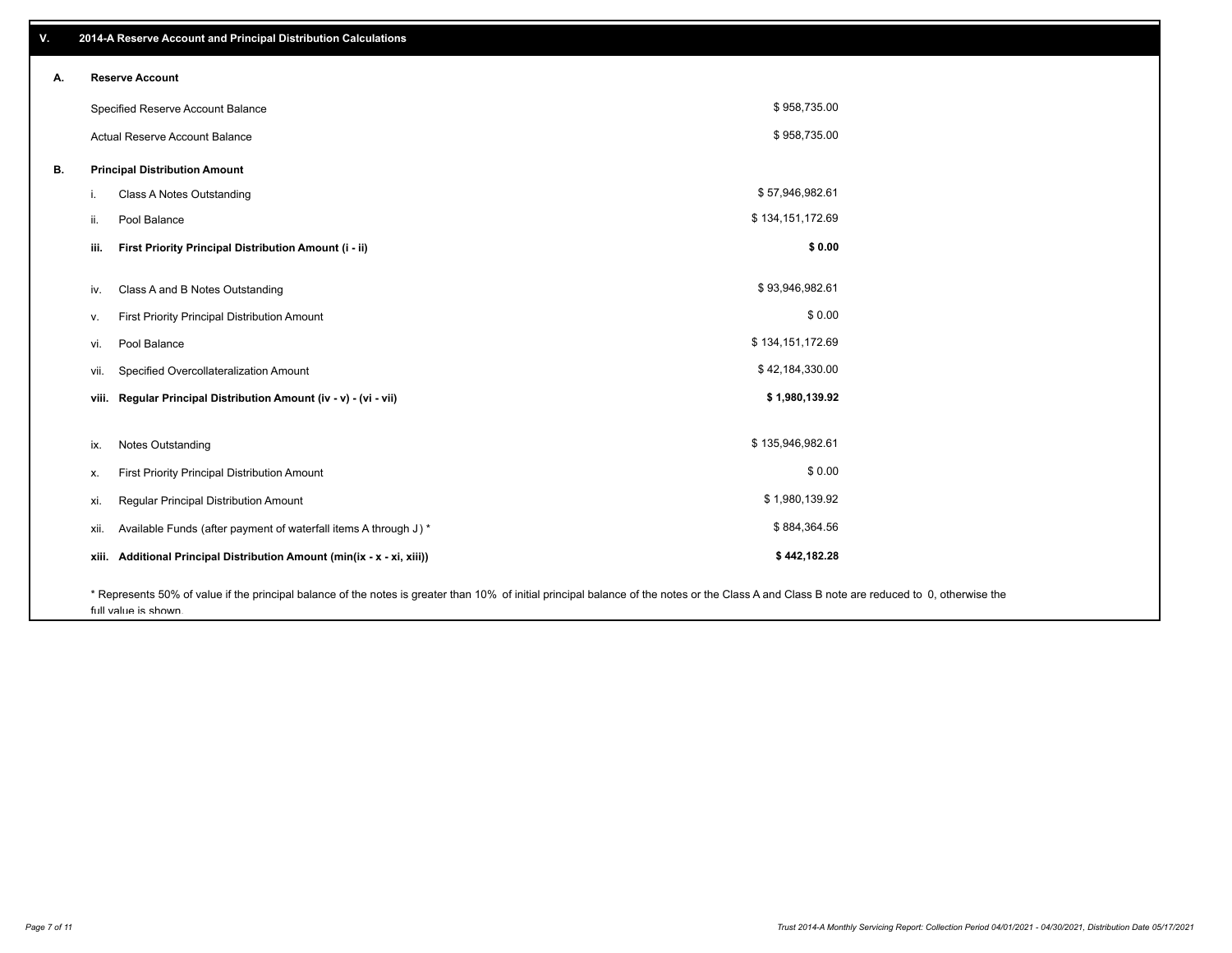## V. 2014-A Reserve Account and Principal Distribution Calculations

### A. Reserve Account

| | |
|---|---|
| Specified Reserve Account Balance | $ 958,735.00 |
| Actual Reserve Account Balance | $ 958,735.00 |

### B. Principal Distribution Amount

| | | |
|---|---|---|
| i. | Class A Notes Outstanding | $ 57,946,982.61 |
| ii. | Pool Balance | $ 134,151,172.69 |
| **iii.** | **First Priority Principal Distribution Amount (i - ii)** | **$ 0.00** |
| iv. | Class A and B Notes Outstanding | $ 93,946,982.61 |
| v. | First Priority Principal Distribution Amount | $ 0.00 |
| vi. | Pool Balance | $ 134,151,172.69 |
| vii. | Specified Overcollateralization Amount | $ 42,184,330.00 |
| **viii.** | **Regular Principal Distribution Amount (iv - v) - (vi - vii)** | **$ 1,980,139.92** |
| ix. | Notes Outstanding | $ 135,946,982.61 |
| x. | First Priority Principal Distribution Amount | $ 0.00 |
| xi. | Regular Principal Distribution Amount | $ 1,980,139.92 |
| xii. | Available Funds (after payment of waterfall items A through J ) * | $ 884,364.56 |
| **xiii.** | **Additional Principal Distribution Amount (min(ix - x - xi, xiii))** | **$ 442,182.28** |

* Represents 50% of value if the principal balance of the notes is greater than 10% of initial principal balance of the notes or the Class A and Class B note are reduced to 0, otherwise the full value is shown.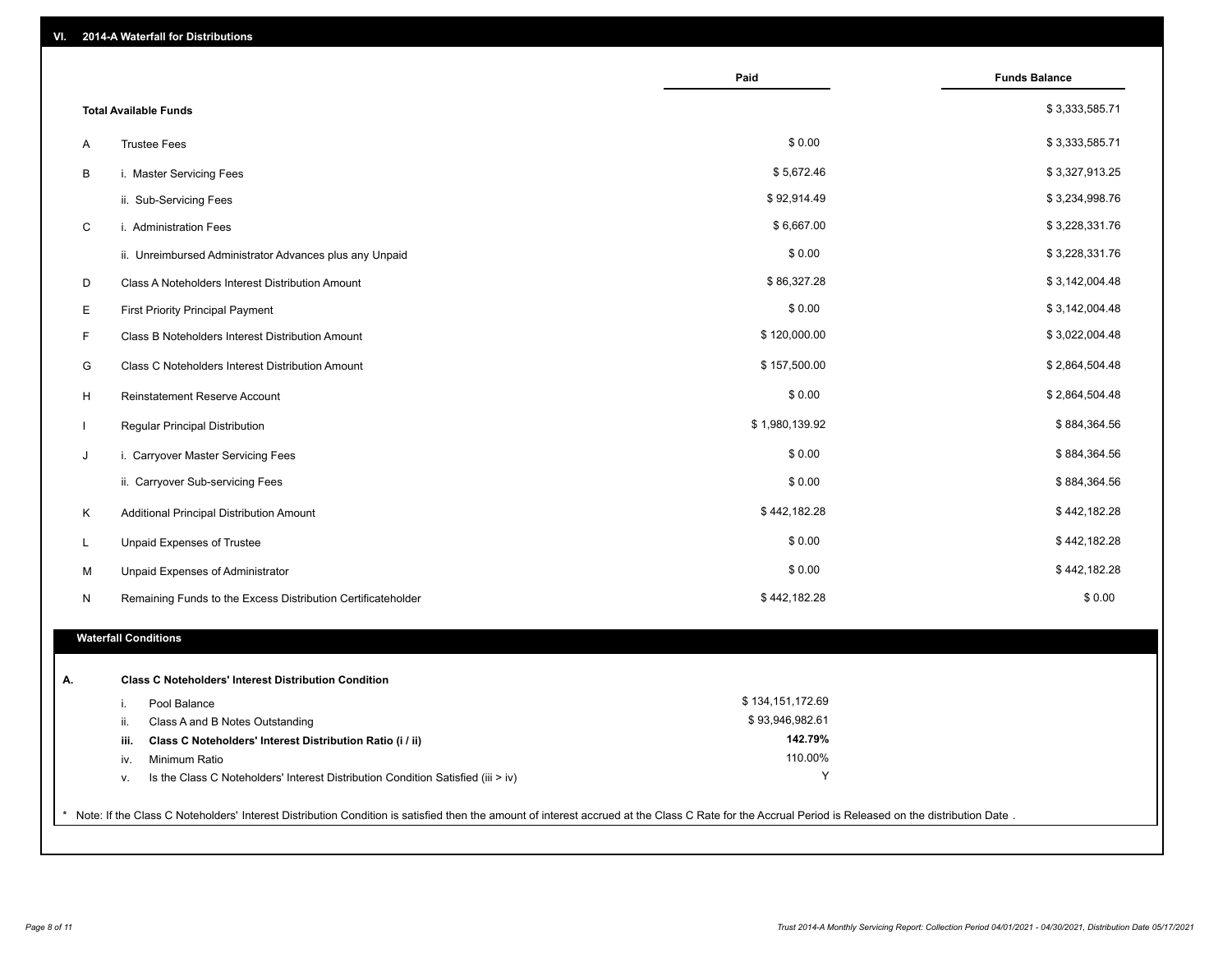## VI. 2014-A Waterfall for Distributions

| | | Paid | Funds Balance |
|---|---|---|---|
| | **Total Available Funds** | | $ 3,333,585.71 |
| A | Trustee Fees | $ 0.00 | $ 3,333,585.71 |
| B | i. Master Servicing Fees | $ 5,672.46 | $ 3,327,913.25 |
| | ii. Sub-Servicing Fees | $ 92,914.49 | $ 3,234,998.76 |
| C | i. Administration Fees | $ 6,667.00 | $ 3,228,331.76 |
| | ii. Unreimbursed Administrator Advances plus any Unpaid | $ 0.00 | $ 3,228,331.76 |
| D | Class A Noteholders Interest Distribution Amount | $ 86,327.28 | $ 3,142,004.48 |
| E | First Priority Principal Payment | $ 0.00 | $ 3,142,004.48 |
| F | Class B Noteholders Interest Distribution Amount | $ 120,000.00 | $ 3,022,004.48 |
| G | Class C Noteholders Interest Distribution Amount | $ 157,500.00 | $ 2,864,504.48 |
| H | Reinstatement Reserve Account | $ 0.00 | $ 2,864,504.48 |
| I | Regular Principal Distribution | $ 1,980,139.92 | $ 884,364.56 |
| J | i. Carryover Master Servicing Fees | $ 0.00 | $ 884,364.56 |
| | ii. Carryover Sub-servicing Fees | $ 0.00 | $ 884,364.56 |
| K | Additional Principal Distribution Amount | $ 442,182.28 | $ 442,182.28 |
| L | Unpaid Expenses of Trustee | $ 0.00 | $ 442,182.28 |
| M | Unpaid Expenses of Administrator | $ 0.00 | $ 442,182.28 |
| N | Remaining Funds to the Excess Distribution Certificateholder | $ 442,182.28 | $ 0.00 |

### Waterfall Conditions

| | | |
|---|---|---|
| **A.** | **Class C Noteholders' Interest Distribution Condition** | |
| i. | Pool Balance | $ 134,151,172.69 |
| ii. | Class A and B Notes Outstanding | $ 93,946,982.61 |
| **iii.** | **Class C Noteholders' Interest Distribution Ratio (i / ii)** | **142.79%** |
| iv. | Minimum Ratio | 110.00% |
| v. | Is the Class C Noteholders' Interest Distribution Condition Satisfied (iii > iv) | Y |

* Note: If the Class C Noteholders' Interest Distribution Condition is satisfied then the amount of interest accrued at the Class C Rate for the Accrual Period is Released on the distribution Date .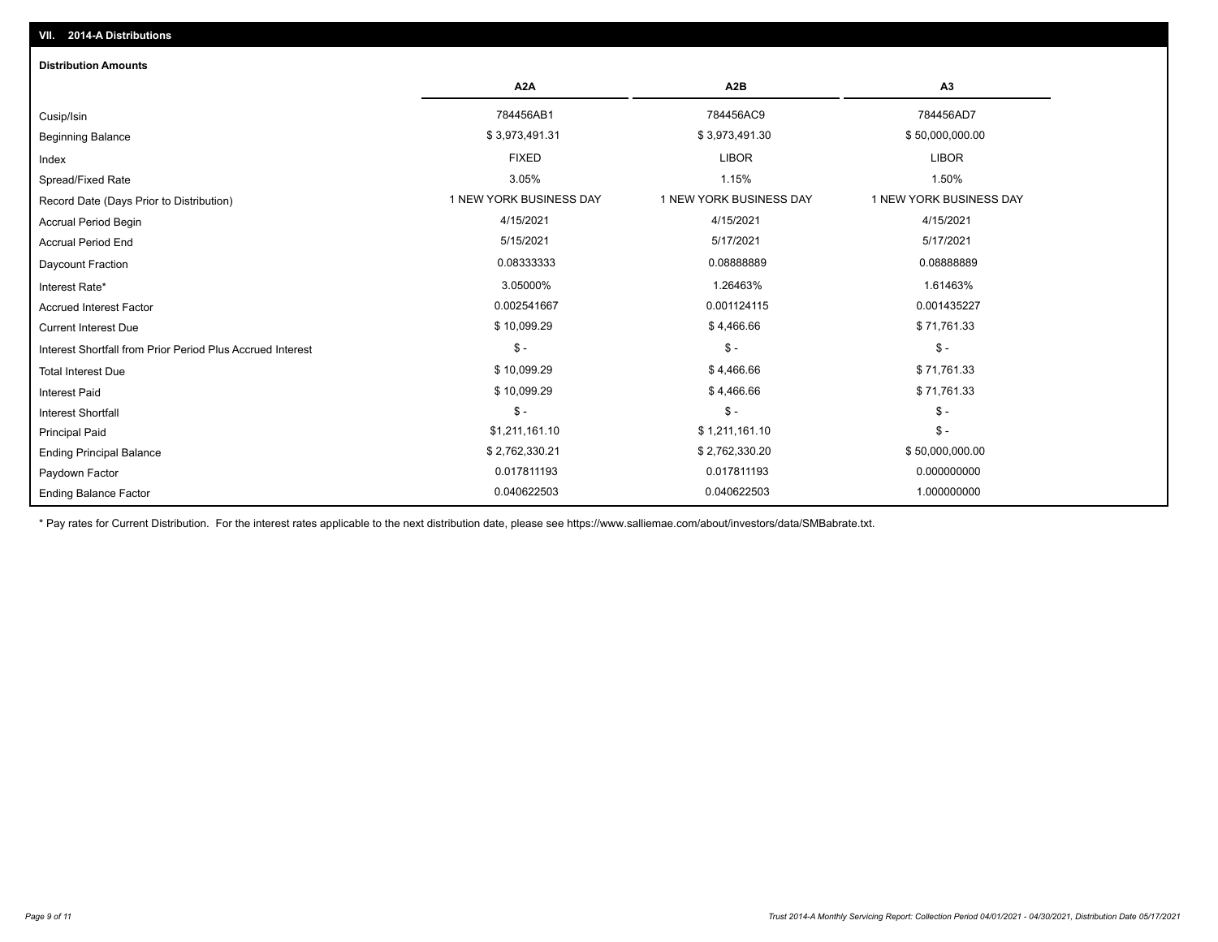## VII. 2014-A Distributions

### Distribution Amounts

| | A2A | A2B | A3 |
|---|---|---|---|
| Cusip/Isin | 784456AB1 | 784456AC9 | 784456AD7 |
| Beginning Balance | $ 3,973,491.31 | $ 3,973,491.30 | $ 50,000,000.00 |
| Index | FIXED | LIBOR | LIBOR |
| Spread/Fixed Rate | 3.05% | 1.15% | 1.50% |
| Record Date (Days Prior to Distribution) | 1 NEW YORK BUSINESS DAY | 1 NEW YORK BUSINESS DAY | 1 NEW YORK BUSINESS DAY |
| Accrual Period Begin | 4/15/2021 | 4/15/2021 | 4/15/2021 |
| Accrual Period End | 5/15/2021 | 5/17/2021 | 5/17/2021 |
| Daycount Fraction | 0.08333333 | 0.08888889 | 0.08888889 |
| Interest Rate* | 3.05000% | 1.26463% | 1.61463% |
| Accrued Interest Factor | 0.002541667 | 0.001124115 | 0.001435227 |
| Current Interest Due | $ 10,099.29 | $ 4,466.66 | $ 71,761.33 |
| Interest Shortfall from Prior Period Plus Accrued Interest | $ - | $ - | $ - |
| Total Interest Due | $ 10,099.29 | $ 4,466.66 | $ 71,761.33 |
| Interest Paid | $ 10,099.29 | $ 4,466.66 | $ 71,761.33 |
| Interest Shortfall | $ - | $ - | $ - |
| Principal Paid | $1,211,161.10 | $ 1,211,161.10 | $ - |
| Ending Principal Balance | $ 2,762,330.21 | $ 2,762,330.20 | $ 50,000,000.00 |
| Paydown Factor | 0.017811193 | 0.017811193 | 0.000000000 |
| Ending Balance Factor | 0.040622503 | 0.040622503 | 1.000000000 |

* Pay rates for Current Distribution. For the interest rates applicable to the next distribution date, please see https://www.salliemae.com/about/investors/data/SMBabrate.txt.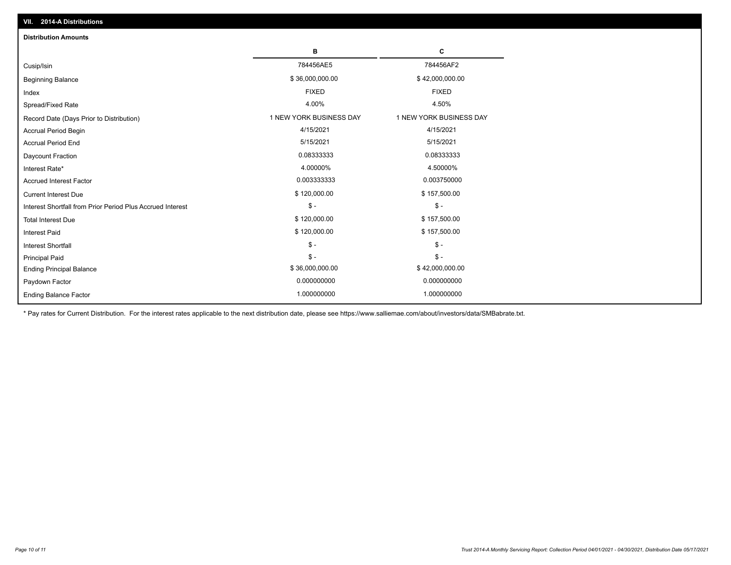## VII. 2014-A Distributions

### Distribution Amounts

| | B | C |
|---|---|---|
| Cusip/Isin | 784456AE5 | 784456AF2 |
| Beginning Balance | $ 36,000,000.00 | $ 42,000,000.00 |
| Index | FIXED | FIXED |
| Spread/Fixed Rate | 4.00% | 4.50% |
| Record Date (Days Prior to Distribution) | 1 NEW YORK BUSINESS DAY | 1 NEW YORK BUSINESS DAY |
| Accrual Period Begin | 4/15/2021 | 4/15/2021 |
| Accrual Period End | 5/15/2021 | 5/15/2021 |
| Daycount Fraction | 0.08333333 | 0.08333333 |
| Interest Rate* | 4.00000% | 4.50000% |
| Accrued Interest Factor | 0.003333333 | 0.003750000 |
| Current Interest Due | $ 120,000.00 | $ 157,500.00 |
| Interest Shortfall from Prior Period Plus Accrued Interest | $ - | $ - |
| Total Interest Due | $ 120,000.00 | $ 157,500.00 |
| Interest Paid | $ 120,000.00 | $ 157,500.00 |
| Interest Shortfall | $ - | $ - |
| Principal Paid | $ - | $ - |
| Ending Principal Balance | $ 36,000,000.00 | $ 42,000,000.00 |
| Paydown Factor | 0.000000000 | 0.000000000 |
| Ending Balance Factor | 1.000000000 | 1.000000000 |

* Pay rates for Current Distribution. For the interest rates applicable to the next distribution date, please see https://www.salliemae.com/about/investors/data/SMBabrate.txt.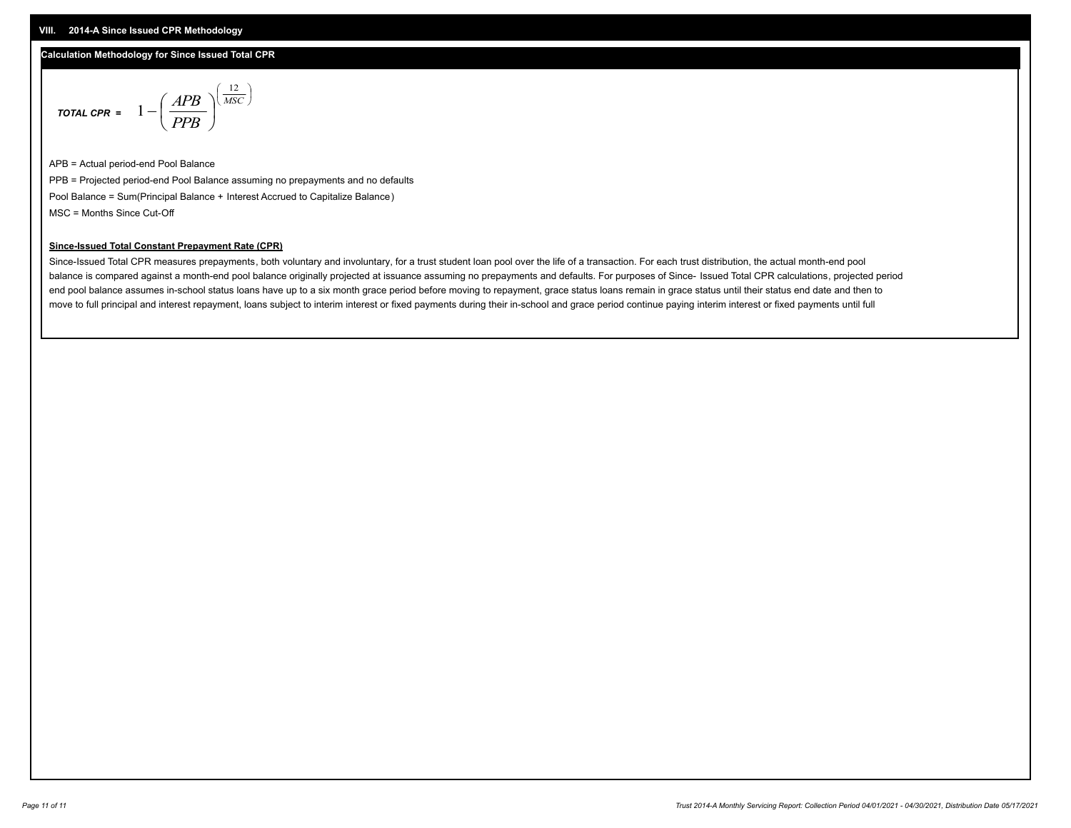## VIII. 2014-A Since Issued CPR Methodology

### Calculation Methodology for Since Issued Total CPR

***TOTAL CPR =*** $1-\left(\dfrac{APB}{PPB}\right)^{\left(\frac{12}{MSC}\right)}$

APB = Actual period-end Pool Balance

PPB = Projected period-end Pool Balance assuming no prepayments and no defaults

Pool Balance = Sum(Principal Balance + Interest Accrued to Capitalize Balance)

MSC = Months Since Cut-Off

**Since-Issued Total Constant Prepayment Rate (CPR)**

Since-Issued Total CPR measures prepayments, both voluntary and involuntary, for a trust student loan pool over the life of a transaction. For each trust distribution, the actual month-end pool balance is compared against a month-end pool balance originally projected at issuance assuming no prepayments and defaults. For purposes of Since- Issued Total CPR calculations, projected period end pool balance assumes in-school status loans have up to a six month grace period before moving to repayment, grace status loans remain in grace status until their status end date and then to move to full principal and interest repayment, loans subject to interim interest or fixed payments during their in-school and grace period continue paying interim interest or fixed payments until full